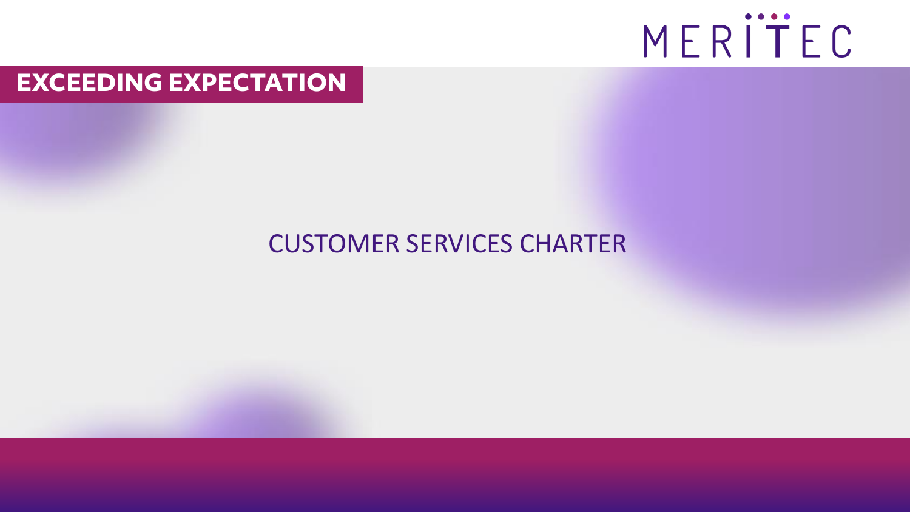MERITEC

## EXCEEDING EXPECTATION

# CUSTOMER SERVICES CHARTER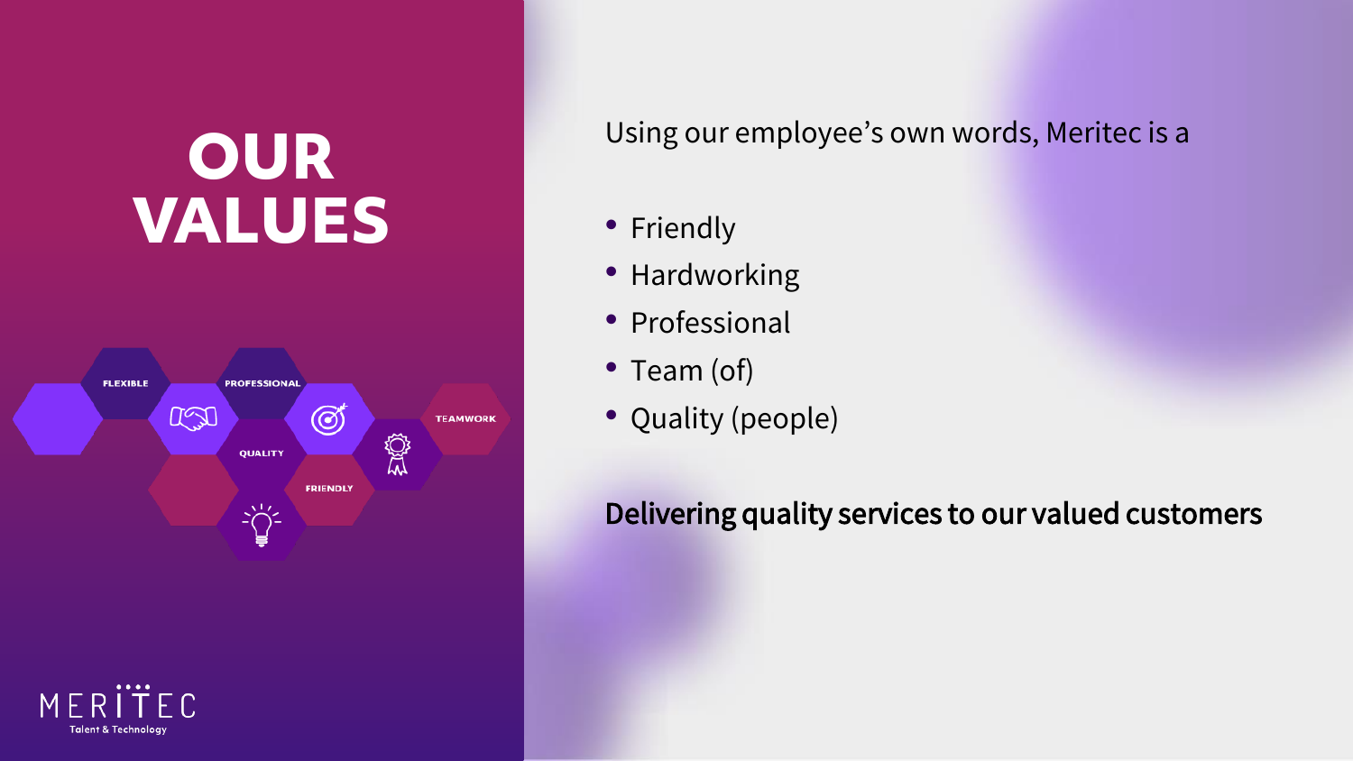# OUR VALUES

Using our employee's own words, Meritec is a

- Friendly
- Hardworking
- Professional
- Team (of)
- Quality (people)

**Delivering quality services to our valued customers**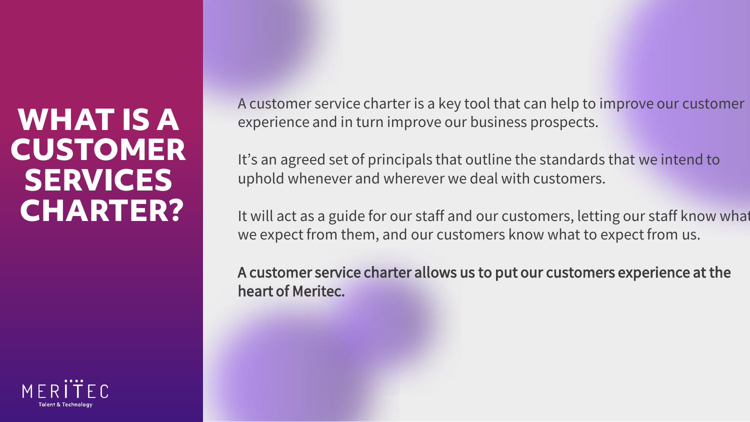# WHAT IS A CUSTOMER SERVICES CHARTER?

A customer service charter is a key tool that can help to improve our customer experience and in turn improve our business prospects.

It's an agreed set of principals that outline the standards that we intend to uphold whenever and wherever we deal with customers.

It will act as a guide for our staff and our customers, letting our staff know what we expect from them, and our customers know what to expect from us.

**A customer service charter allows us to put our customers experience at the heart of Meritec.**

MERITEC
Talent & Technology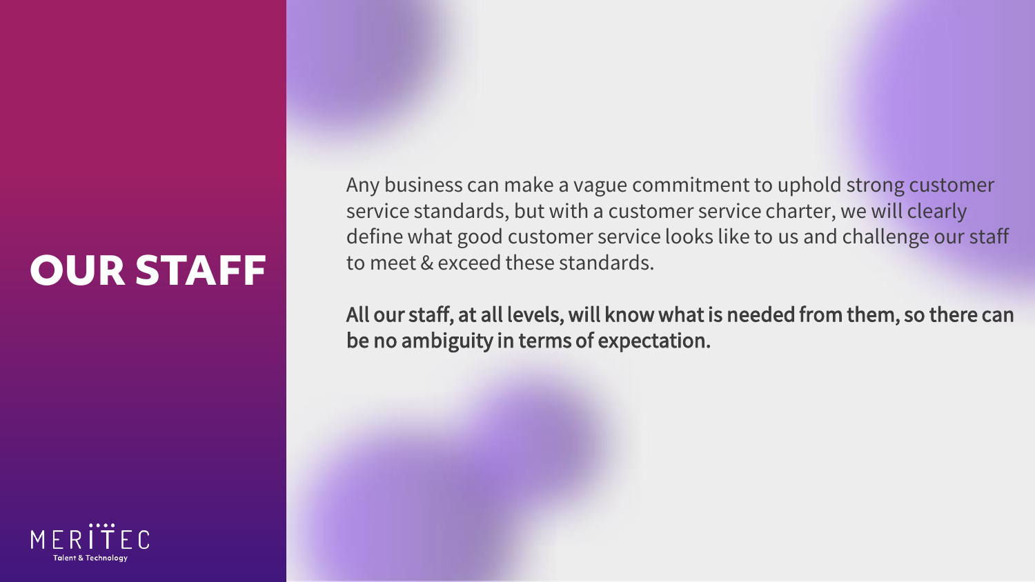# OUR STAFF

Any business can make a vague commitment to uphold strong customer service standards, but with a customer service charter, we will clearly define what good customer service looks like to us and challenge our staff to meet & exceed these standards.

**All our staff, at all levels, will know what is needed from them, so there can be no ambiguity in terms of expectation.**

MERITEC
Talent & Technology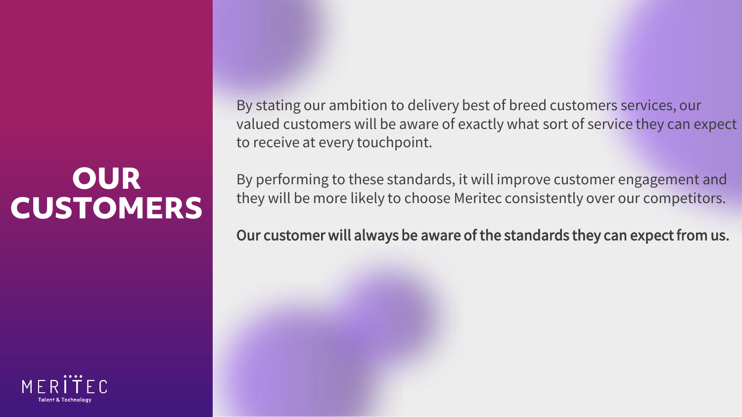# OUR CUSTOMERS

By stating our ambition to delivery best of breed customers services, our valued customers will be aware of exactly what sort of service they can expect to receive at every touchpoint.

By performing to these standards, it will improve customer engagement and they will be more likely to choose Meritec consistently over our competitors.

**Our customer will always be aware of the standards they can expect from us.**

MERITEC
Talent & Technology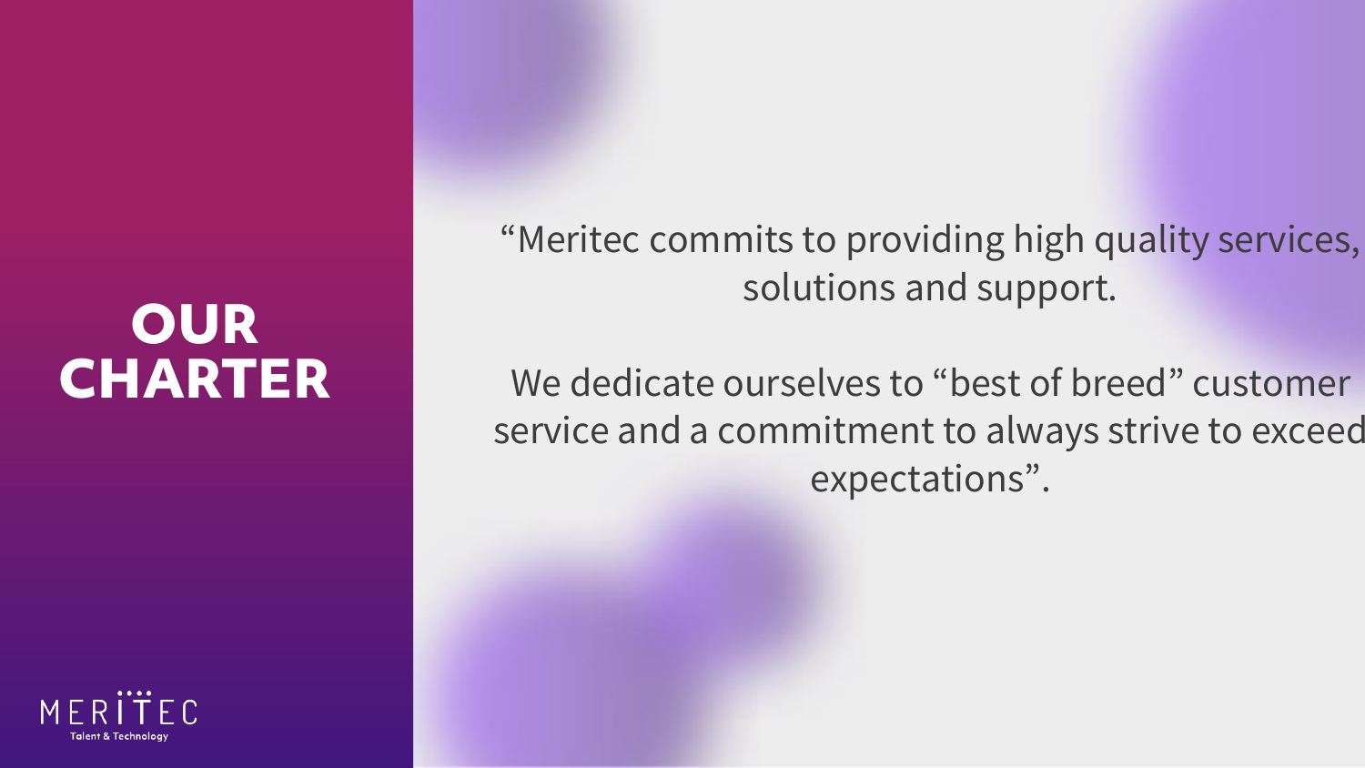# OUR CHARTER

"Meritec commits to providing high quality services, solutions and support.

We dedicate ourselves to "best of breed" customer service and a commitment to always strive to exceed expectations".

MERITEC
Talent & Technology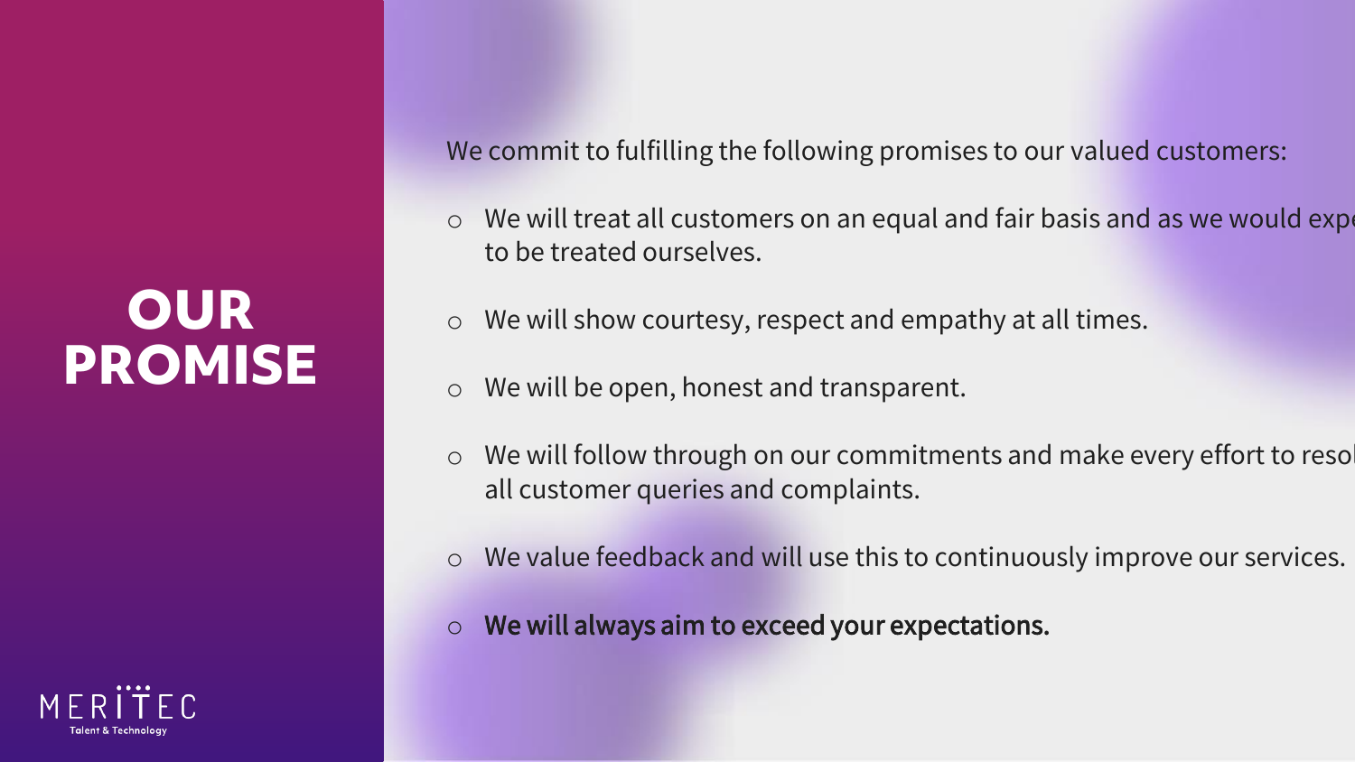# OUR PROMISE

We commit to fulfilling the following promises to our valued customers:

- We will treat all customers on an equal and fair basis and as we would expe to be treated ourselves.
- We will show courtesy, respect and empathy at all times.
- We will be open, honest and transparent.
- We will follow through on our commitments and make every effort to resol all customer queries and complaints.
- We value feedback and will use this to continuously improve our services.
- **We will always aim to exceed your expectations.**

MERITEC
Talent & Technology